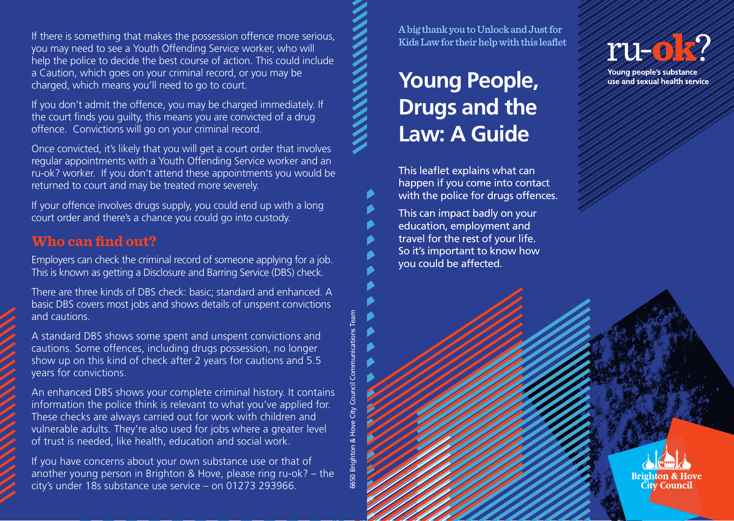If there is something that makes the possession offence more serious, you may need to see a Youth Offending Service worker, who will help the police to decide the best course of action. This could include a Caution, which goes on your criminal record, or you may be charged, which means you'll need to go to court.

If you don't admit the offence, you may be charged immediately. If the court finds you guilty, this means you are convicted of a drug offence. Convictions will go on your criminal record.

Once convicted, it's likely that you will get a court order that involves regular appointments with a Youth Offending Service worker and an ru-ok? worker. If you don't attend these appointments you would be returned to court and may be treated more severely.

If your offence involves drugs supply, you could end up with a long court order and there's a chance you could go into custody.

## Who can find out?

Employers can check the criminal record of someone applying for a job. This is known as getting a Disclosure and Barring Service (DBS) check.

There are three kinds of DBS check: basic; standard and enhanced. A basic DBS covers most jobs and shows details of unspent convictions and cautions.

A standard DBS shows some spent and unspent convictions and cautions. Some offences, including drugs possession, no longer show up on this kind of check after 2 years for cautions and 5.5 years for convictions.

An enhanced DBS shows your complete criminal history. It contains information the police think is relevant to what you've applied for. These checks are always carried out for work with children and vulnerable adults. They're also used for jobs where a greater level of trust is needed, like health, education and social work.

If you have concerns about your own substance use or that of another young person in Brighton & Hove, please ring ru-ok? – the city's under 18s substance use service – on 01273 293966.

6650 Brighton & Hove City Council Communications Team

A big thank you to Unlock and Just for Kids Law for their help with this leaflet

# Young People, Drugs and the Law: A Guide

This leaflet explains what can happen if you come into contact with the police for drugs offences.

This can impact badly on your education, employment and travel for the rest of your life. So it's important to know how you could be affected.

ru-ok?

Young people's substance use and sexual health service

Brighton & Hove City Council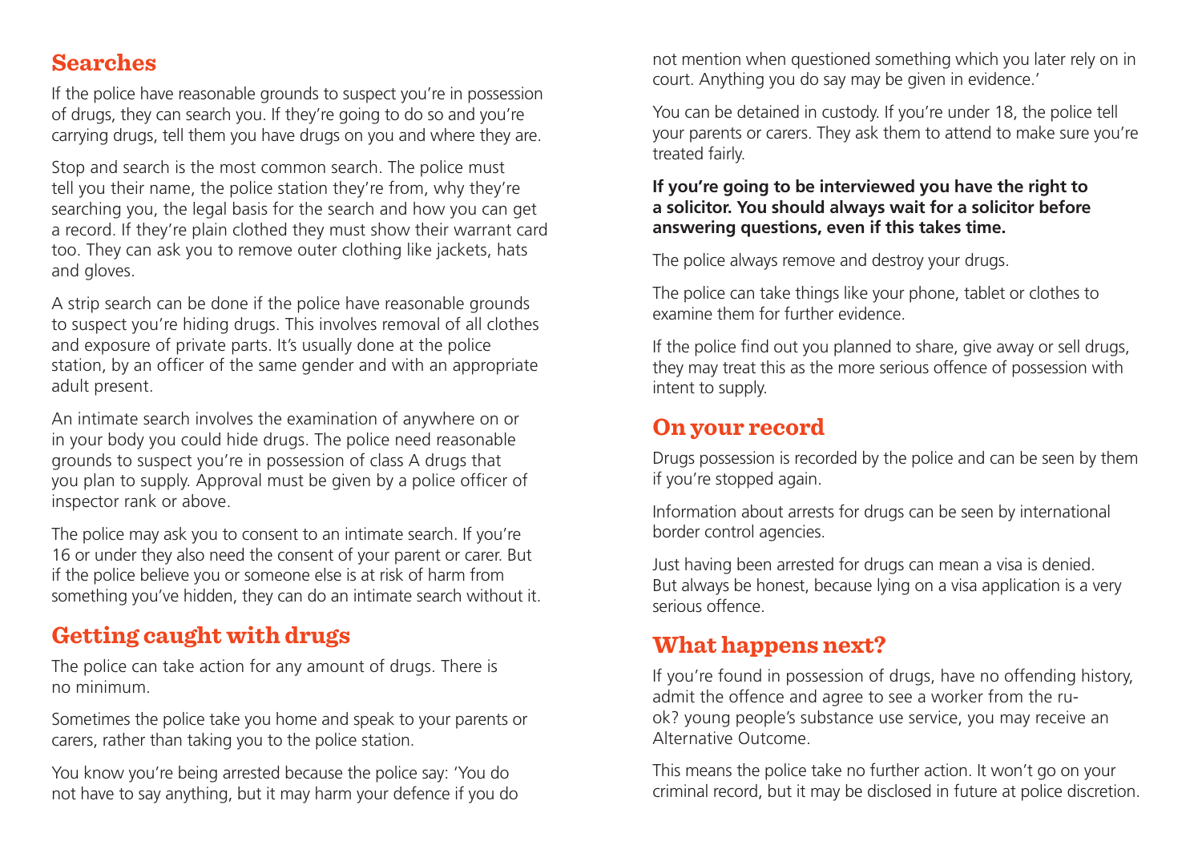## Searches

If the police have reasonable grounds to suspect you're in possession of drugs, they can search you. If they're going to do so and you're carrying drugs, tell them you have drugs on you and where they are.

Stop and search is the most common search. The police must tell you their name, the police station they're from, why they're searching you, the legal basis for the search and how you can get a record. If they're plain clothed they must show their warrant card too. They can ask you to remove outer clothing like jackets, hats and gloves.

A strip search can be done if the police have reasonable grounds to suspect you're hiding drugs. This involves removal of all clothes and exposure of private parts. It's usually done at the police station, by an officer of the same gender and with an appropriate adult present.

An intimate search involves the examination of anywhere on or in your body you could hide drugs. The police need reasonable grounds to suspect you're in possession of class A drugs that you plan to supply. Approval must be given by a police officer of inspector rank or above.

The police may ask you to consent to an intimate search. If you're 16 or under they also need the consent of your parent or carer. But if the police believe you or someone else is at risk of harm from something you've hidden, they can do an intimate search without it.

## Getting caught with drugs

The police can take action for any amount of drugs. There is no minimum.

Sometimes the police take you home and speak to your parents or carers, rather than taking you to the police station.

You know you're being arrested because the police say: 'You do not have to say anything, but it may harm your defence if you do not mention when questioned something which you later rely on in court. Anything you do say may be given in evidence.'

You can be detained in custody. If you're under 18, the police tell your parents or carers. They ask them to attend to make sure you're treated fairly.

**If you're going to be interviewed you have the right to a solicitor. You should always wait for a solicitor before answering questions, even if this takes time.**

The police always remove and destroy your drugs.

The police can take things like your phone, tablet or clothes to examine them for further evidence.

If the police find out you planned to share, give away or sell drugs, they may treat this as the more serious offence of possession with intent to supply.

## On your record

Drugs possession is recorded by the police and can be seen by them if you're stopped again.

Information about arrests for drugs can be seen by international border control agencies.

Just having been arrested for drugs can mean a visa is denied. But always be honest, because lying on a visa application is a very serious offence.

## What happens next?

If you're found in possession of drugs, have no offending history, admit the offence and agree to see a worker from the ru-ok? young people's substance use service, you may receive an Alternative Outcome.

This means the police take no further action. It won't go on your criminal record, but it may be disclosed in future at police discretion.